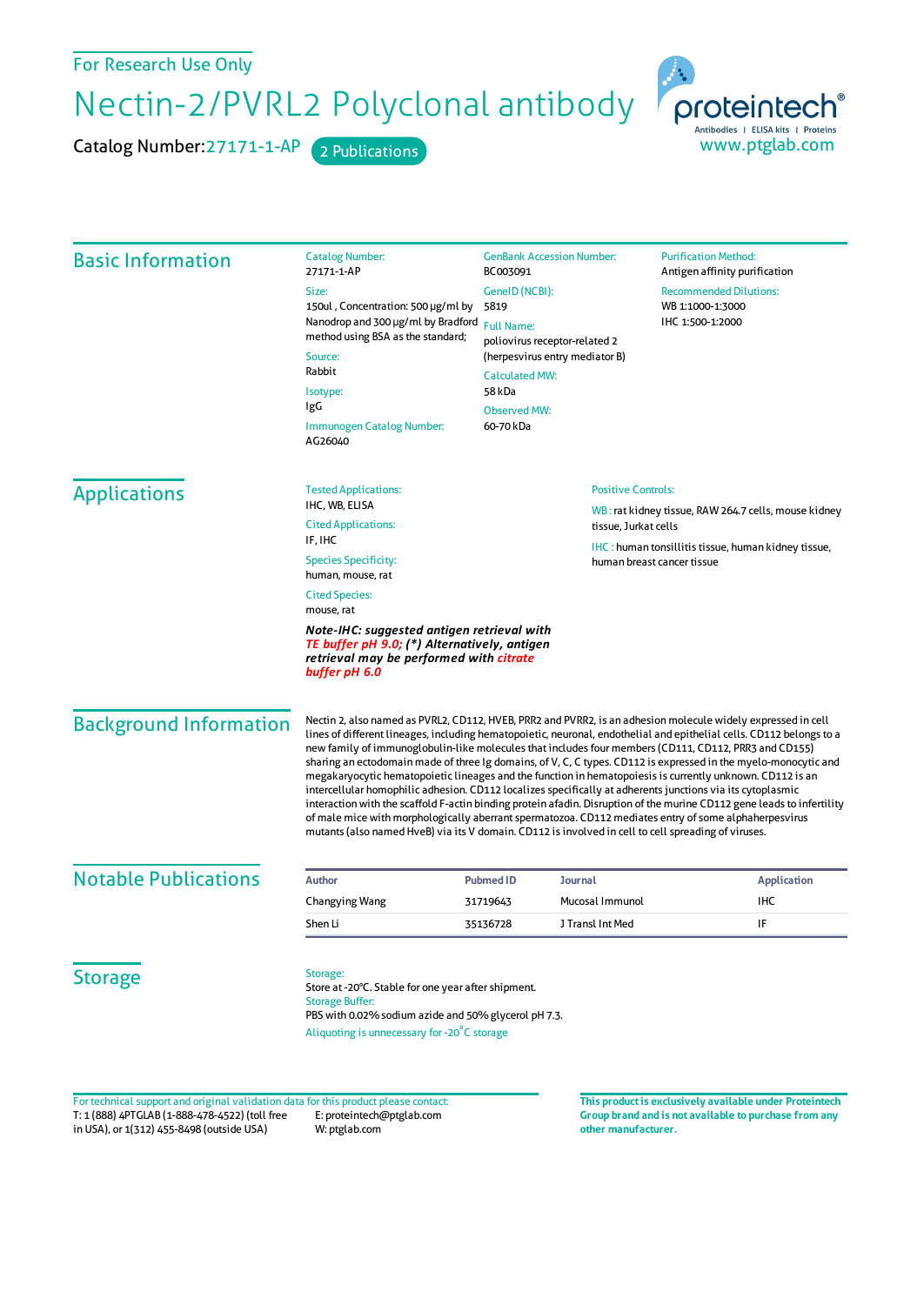For Research Use Only

# Nectin-2/PVRL2 Polyclonal antibody

Catalog Number: 27171-1-AP  2 Publications

proteintech®
Antibodies | ELISA kits | Proteins
www.ptglab.com

## Basic Information

Catalog Number:
27171-1-AP

Size:
150ul , Concentration: 500 μg/ml by Nanodrop and 300 μg/ml by Bradford method using BSA as the standard;

Source:
Rabbit

Isotype:
IgG

Immunogen Catalog Number:
AG26040

GenBank Accession Number:
BC003091

GeneID (NCBI):
5819

Full Name:
poliovirus receptor-related 2 (herpesvirus entry mediator B)

Calculated MW:
58 kDa

Observed MW:
60-70 kDa

Purification Method:
Antigen affinity purification

Recommended Dilutions:
WB 1:1000-1:3000
IHC 1:500-1:2000

## Applications

Tested Applications:
IHC, WB, ELISA

Cited Applications:
IF, IHC

Species Specificity:
human, mouse, rat

Cited Species:
mouse, rat

***Note-IHC: suggested antigen retrieval with TE buffer pH 9.0; (\*) Alternatively, antigen retrieval may be performed with citrate buffer pH 6.0***

Positive Controls:

WB : rat kidney tissue, RAW 264.7 cells, mouse kidney tissue, Jurkat cells

IHC : human tonsillitis tissue, human kidney tissue, human breast cancer tissue

## Background Information

Nectin 2, also named as PVRL2, CD112, HVEB, PRR2 and PVRR2, is an adhesion molecule widely expressed in cell lines of different lineages, including hematopoietic, neuronal, endothelial and epithelial cells. CD112 belongs to a new family of immunoglobulin-like molecules that includes four members (CD111, CD112, PRR3 and CD155) sharing an ectodomain made of three Ig domains, of V, C, C types. CD112 is expressed in the myelo-monocytic and megakaryocytic hematopoietic lineages and the function in hematopoiesis is currently unknown. CD112 is an intercellular homophilic adhesion. CD112 localizes specifically at adherents junctions via its cytoplasmic interaction with the scaffold F-actin binding protein afadin. Disruption of the murine CD112 gene leads to infertility of male mice with morphologically aberrant spermatozoa. CD112 mediates entry of some alphaherpesvirus mutants (also named HveB) via its V domain. CD112 is involved in cell to cell spreading of viruses.

## Notable Publications

| Author | Pubmed ID | Journal | Application |
|---|---|---|---|
| Changying Wang | 31719643 | Mucosal Immunol | IHC |
| Shen Li | 35136728 | J Transl Int Med | IF |

## Storage

Storage:
Store at -20°C. Stable for one year after shipment.

Storage Buffer:
PBS with 0.02% sodium azide and 50% glycerol pH 7.3.

Aliquoting is unnecessary for -20°C storage

For technical support and original validation data for this product please contact:
T: 1 (888) 4PTGLAB (1-888-478-4522) (toll free in USA), or 1(312) 455-8498 (outside USA)
E: proteintech@ptglab.com
W: ptglab.com

**This product is exclusively available under Proteintech Group brand and is not available to purchase from any other manufacturer.**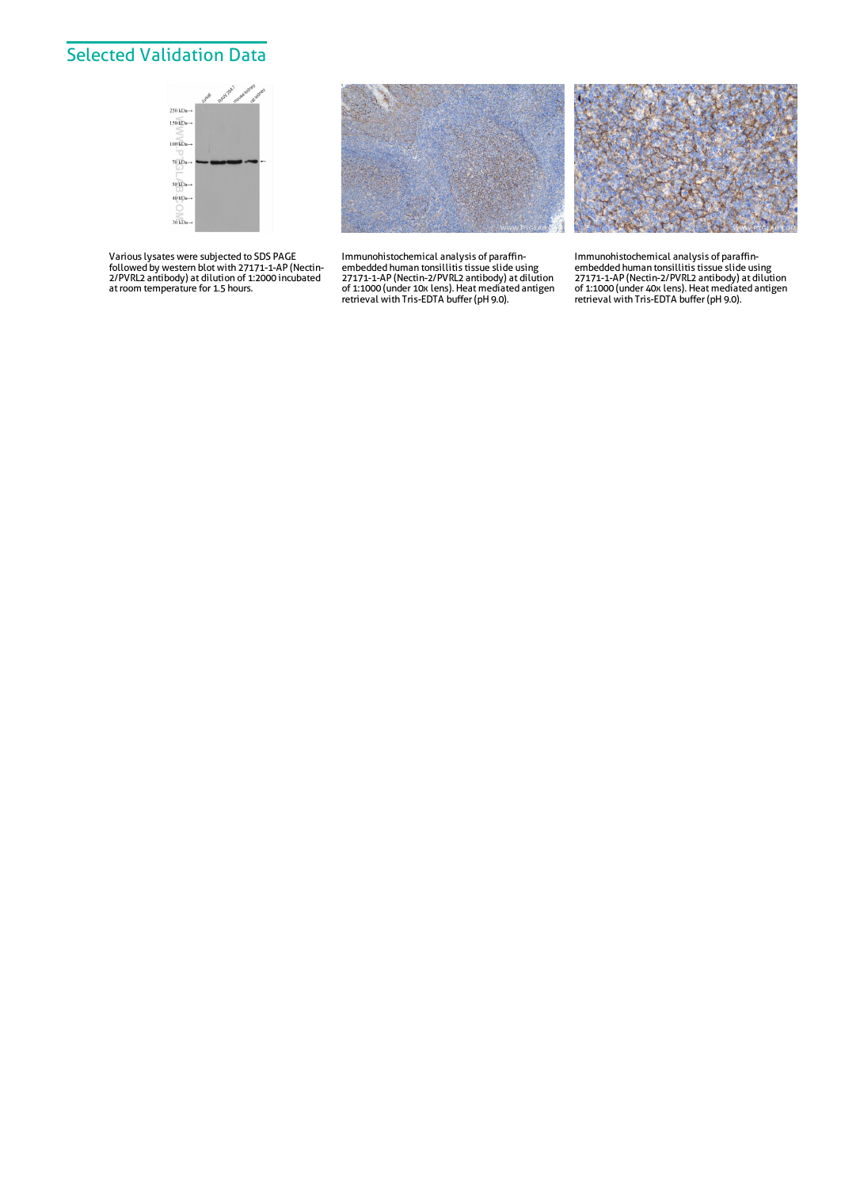## Selected Validation Data

Jurkat
RAW 264.7
mouse kidney
rat kidney

250 kDa→
150 kDa→
100 kDa→
70 kDa→
50 kDa→
40 kDa→
30 kDa→

Various lysates were subjected to SDS PAGE followed by western blot with 27171-1-AP (Nectin-2/PVRL2 antibody) at dilution of 1:2000 incubated at room temperature for 1.5 hours.

Immunohistochemical analysis of paraffin-embedded human tonsillitis tissue slide using 27171-1-AP (Nectin-2/PVRL2 antibody) at dilution of 1:1000 (under 10x lens). Heat mediated antigen retrieval with Tris-EDTA buffer (pH 9.0).

Immunohistochemical analysis of paraffin-embedded human tonsillitis tissue slide using 27171-1-AP (Nectin-2/PVRL2 antibody) at dilution of 1:1000 (under 40x lens). Heat mediated antigen retrieval with Tris-EDTA buffer (pH 9.0).